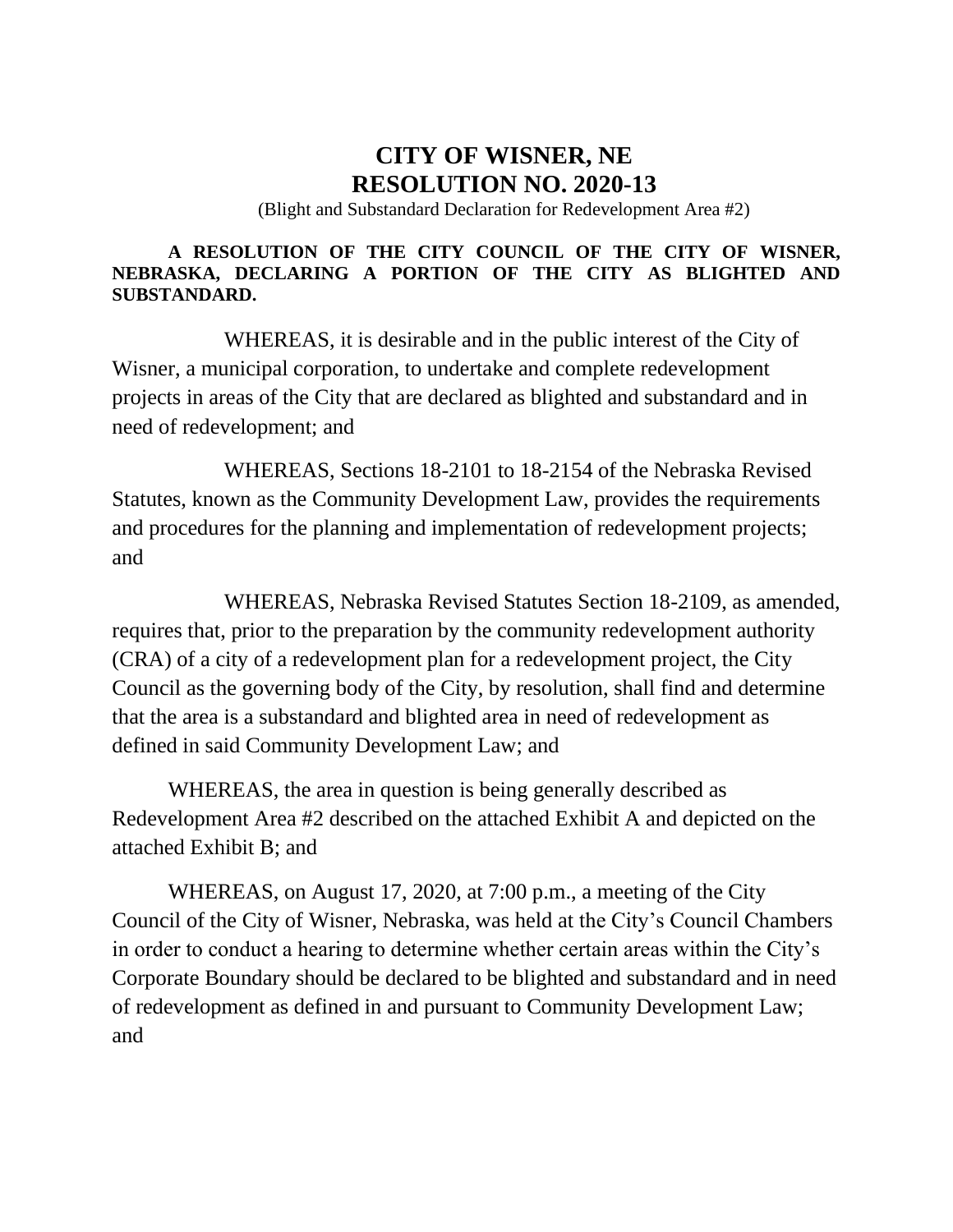# CITY OF WISNER, NE
# RESOLUTION NO. 2020-13

(Blight and Substandard Declaration for Redevelopment Area #2)

**A RESOLUTION OF THE CITY COUNCIL OF THE CITY OF WISNER, NEBRASKA, DECLARING A PORTION OF THE CITY AS BLIGHTED AND SUBSTANDARD.**

WHEREAS, it is desirable and in the public interest of the City of Wisner, a municipal corporation, to undertake and complete redevelopment projects in areas of the City that are declared as blighted and substandard and in need of redevelopment; and

WHEREAS, Sections 18-2101 to 18-2154 of the Nebraska Revised Statutes, known as the Community Development Law, provides the requirements and procedures for the planning and implementation of redevelopment projects; and

WHEREAS, Nebraska Revised Statutes Section 18-2109, as amended, requires that, prior to the preparation by the community redevelopment authority (CRA) of a city of a redevelopment plan for a redevelopment project, the City Council as the governing body of the City, by resolution, shall find and determine that the area is a substandard and blighted area in need of redevelopment as defined in said Community Development Law; and

WHEREAS, the area in question is being generally described as Redevelopment Area #2 described on the attached Exhibit A and depicted on the attached Exhibit B; and

WHEREAS, on August 17, 2020, at 7:00 p.m., a meeting of the City Council of the City of Wisner, Nebraska, was held at the City's Council Chambers in order to conduct a hearing to determine whether certain areas within the City's Corporate Boundary should be declared to be blighted and substandard and in need of redevelopment as defined in and pursuant to Community Development Law; and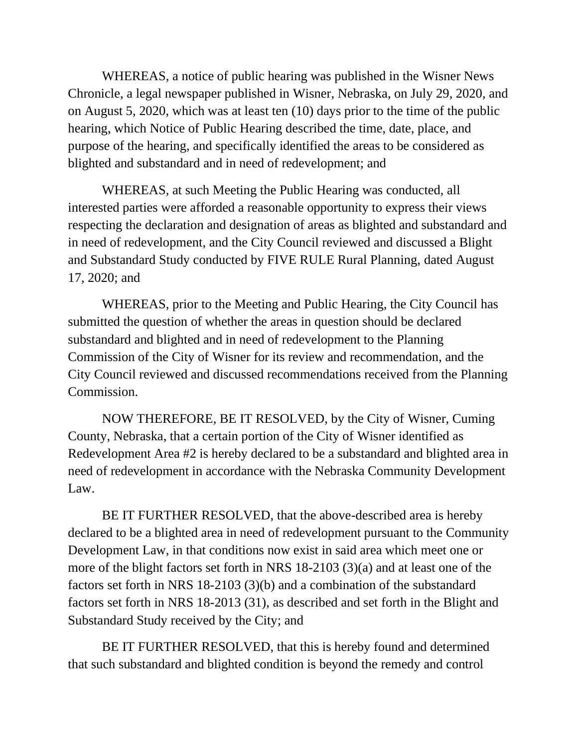WHEREAS, a notice of public hearing was published in the Wisner News Chronicle, a legal newspaper published in Wisner, Nebraska, on July 29, 2020, and on August 5, 2020, which was at least ten (10) days prior to the time of the public hearing, which Notice of Public Hearing described the time, date, place, and purpose of the hearing, and specifically identified the areas to be considered as blighted and substandard and in need of redevelopment; and

WHEREAS, at such Meeting the Public Hearing was conducted, all interested parties were afforded a reasonable opportunity to express their views respecting the declaration and designation of areas as blighted and substandard and in need of redevelopment, and the City Council reviewed and discussed a Blight and Substandard Study conducted by FIVE RULE Rural Planning, dated August 17, 2020; and

WHEREAS, prior to the Meeting and Public Hearing, the City Council has submitted the question of whether the areas in question should be declared substandard and blighted and in need of redevelopment to the Planning Commission of the City of Wisner for its review and recommendation, and the City Council reviewed and discussed recommendations received from the Planning Commission.

NOW THEREFORE, BE IT RESOLVED, by the City of Wisner, Cuming County, Nebraska, that a certain portion of the City of Wisner identified as Redevelopment Area #2 is hereby declared to be a substandard and blighted area in need of redevelopment in accordance with the Nebraska Community Development Law.

BE IT FURTHER RESOLVED, that the above-described area is hereby declared to be a blighted area in need of redevelopment pursuant to the Community Development Law, in that conditions now exist in said area which meet one or more of the blight factors set forth in NRS 18-2103 (3)(a) and at least one of the factors set forth in NRS 18-2103 (3)(b) and a combination of the substandard factors set forth in NRS 18-2013 (31), as described and set forth in the Blight and Substandard Study received by the City; and

BE IT FURTHER RESOLVED, that this is hereby found and determined that such substandard and blighted condition is beyond the remedy and control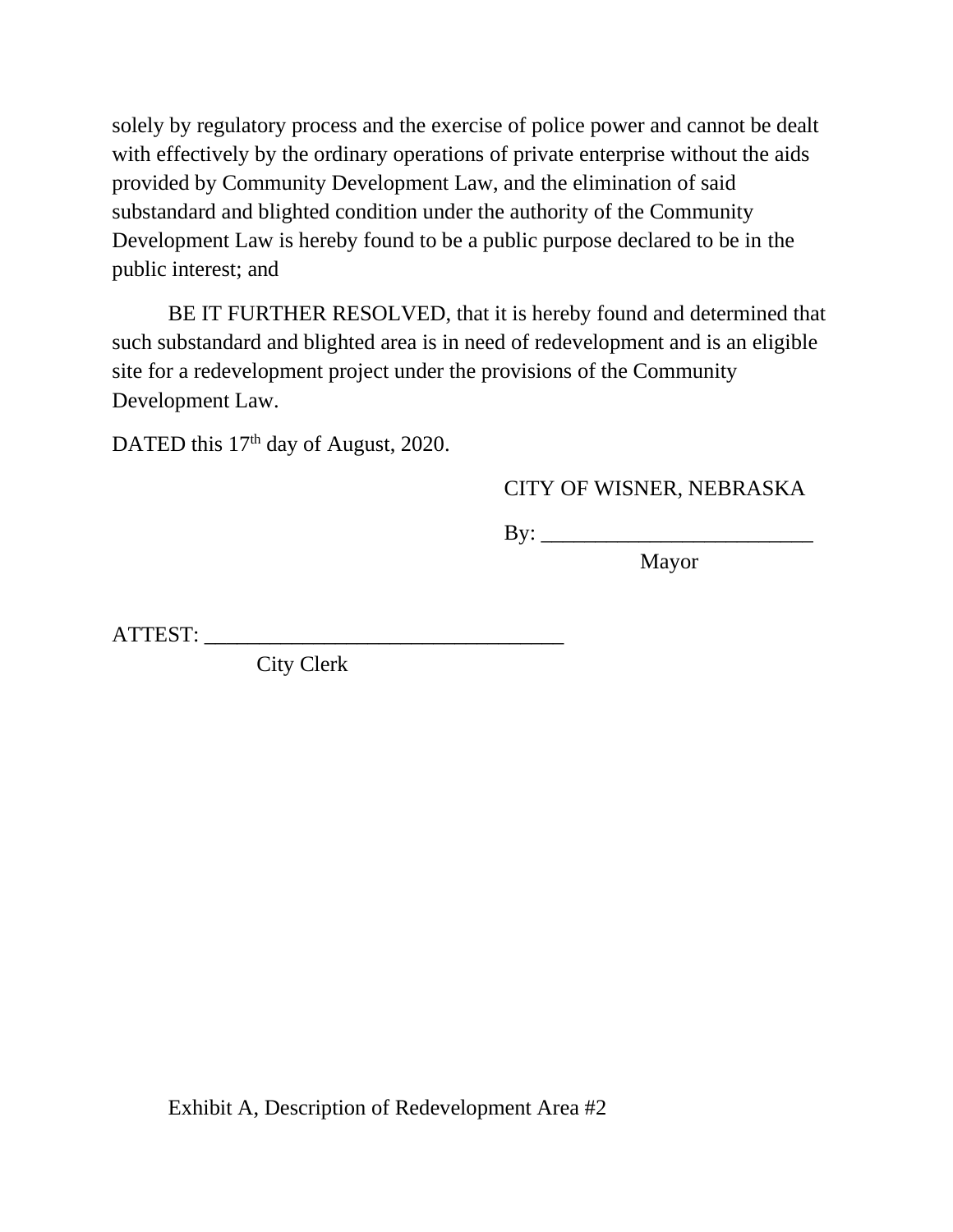solely by regulatory process and the exercise of police power and cannot be dealt with effectively by the ordinary operations of private enterprise without the aids provided by Community Development Law, and the elimination of said substandard and blighted condition under the authority of the Community Development Law is hereby found to be a public purpose declared to be in the public interest; and

BE IT FURTHER RESOLVED, that it is hereby found and determined that such substandard and blighted area is in need of redevelopment and is an eligible site for a redevelopment project under the provisions of the Community Development Law.

DATED this 17th day of August, 2020.

CITY OF WISNER, NEBRASKA

By: _________________________
Mayor

ATTEST: _________________________________
City Clerk

Exhibit A, Description of Redevelopment Area #2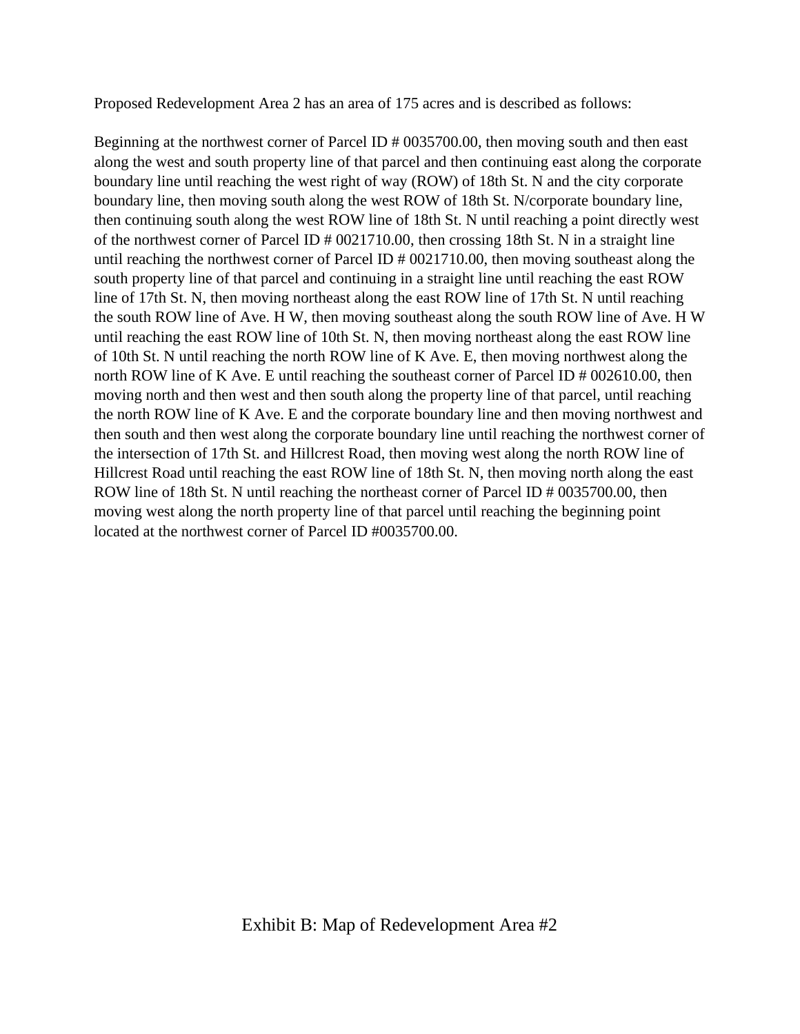Proposed Redevelopment Area 2 has an area of 175 acres and is described as follows:

Beginning at the northwest corner of Parcel ID # 0035700.00, then moving south and then east along the west and south property line of that parcel and then continuing east along the corporate boundary line until reaching the west right of way (ROW) of 18th St. N and the city corporate boundary line, then moving south along the west ROW of 18th St. N/corporate boundary line, then continuing south along the west ROW line of 18th St. N until reaching a point directly west of the northwest corner of Parcel ID # 0021710.00, then crossing 18th St. N in a straight line until reaching the northwest corner of Parcel ID # 0021710.00, then moving southeast along the south property line of that parcel and continuing in a straight line until reaching the east ROW line of 17th St. N, then moving northeast along the east ROW line of 17th St. N until reaching the south ROW line of Ave. H W, then moving southeast along the south ROW line of Ave. H W until reaching the east ROW line of 10th St. N, then moving northeast along the east ROW line of 10th St. N until reaching the north ROW line of K Ave. E, then moving northwest along the north ROW line of K Ave. E until reaching the southeast corner of Parcel ID # 002610.00, then moving north and then west and then south along the property line of that parcel, until reaching the north ROW line of K Ave. E and the corporate boundary line and then moving northwest and then south and then west along the corporate boundary line until reaching the northwest corner of the intersection of 17th St. and Hillcrest Road, then moving west along the north ROW line of Hillcrest Road until reaching the east ROW line of 18th St. N, then moving north along the east ROW line of 18th St. N until reaching the northeast corner of Parcel ID # 0035700.00, then moving west along the north property line of that parcel until reaching the beginning point located at the northwest corner of Parcel ID #0035700.00.

Exhibit B: Map of Redevelopment Area #2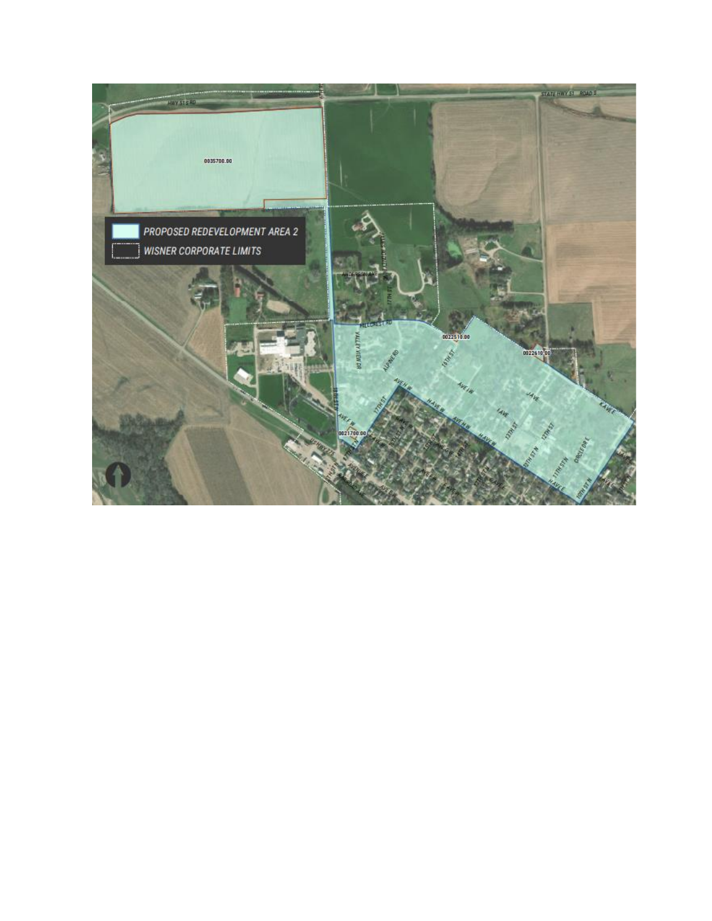PROPOSED REDEVELOPMENT AREA 2

WISNER CORPORATE LIMITS

0035700.00

0022510.00

0022610.00

0021700.00